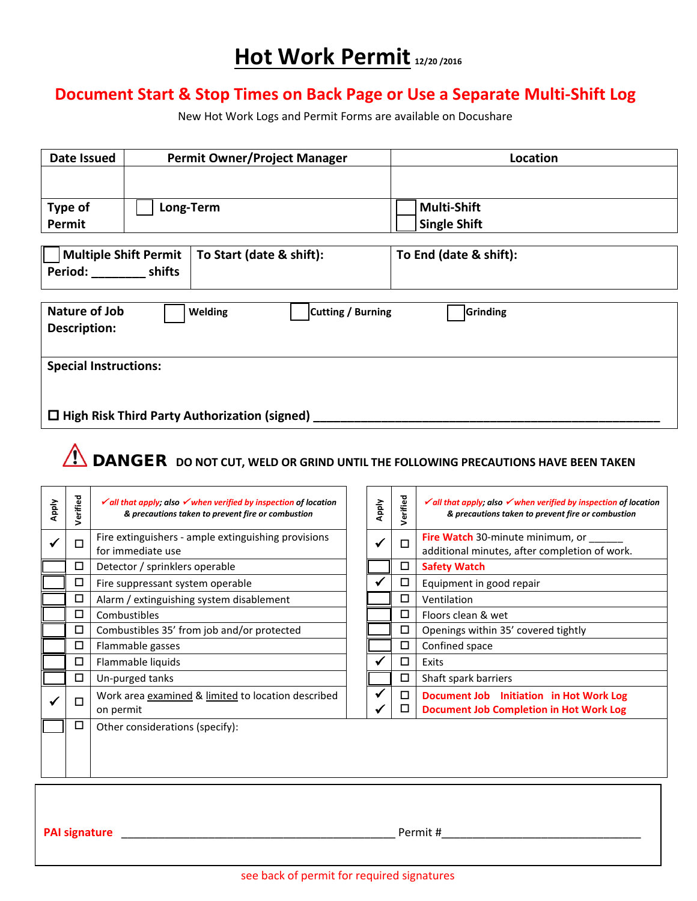# Hot Work Permit 12/20 /2016

**Document Start & Stop Times on Back Page or Use a Separate Multi-Shift Log**

New Hot Work Logs and Permit Forms are available on Docushare

| Date Issued | Permit Owner/Project Manager | Location |
|---|---|---|
| | | |
| Type of Permit | ☐ Long-Term | ☐ Multi-Shift<br>☐ Single Shift |

| ☐ Multiple Shift Permit Period: ________ shifts | To Start (date & shift): | To End (date & shift): |
|---|---|---|

| Nature of Job Description: | ☐ Welding | ☐ Cutting / Burning | ☐ Grinding |
|---|---|---|---|

**Special Instructions:**

☐ **High Risk Third Party Authorization (signed)** ____________________________________________________

## ⚠ DANGER DO NOT CUT, WELD OR GRIND UNTIL THE FOLLOWING PRECAUTIONS HAVE BEEN TAKEN

| Apply | Verified | *✓all that apply; also ✓when verified by inspection of location & precautions taken to prevent fire or combustion* | Apply | Verified | *✓all that apply; also ✓when verified by inspection of location & precautions taken to prevent fire or combustion* |
|---|---|---|---|---|---|
| ✓ | ☐ | Fire extinguishers - ample extinguishing provisions for immediate use | ✓ | ☐ | **Fire Watch** 30-minute minimum, or ______ additional minutes, after completion of work. |
| ☐ | ☐ | Detector / sprinklers operable | ☐ | ☐ | **Safety Watch** |
| ☐ | ☐ | Fire suppressant system operable | ✓ | ☐ | Equipment in good repair |
| ☐ | ☐ | Alarm / extinguishing system disablement | ☐ | ☐ | Ventilation |
| ☐ | ☐ | Combustibles | ☐ | ☐ | Floors clean & wet |
| ☐ | ☐ | Combustibles 35' from job and/or protected | ☐ | ☐ | Openings within 35' covered tightly |
| ☐ | ☐ | Flammable gasses | ☐ | ☐ | Confined space |
| ☐ | ☐ | Flammable liquids | ✓ | ☐ | Exits |
| ☐ | ☐ | Un-purged tanks | ☐ | ☐ | Shaft spark barriers |
| ✓ | ☐ | Work area examined & limited to location described on permit | ✓<br>✓ | ☐<br>☐ | **Document Job Initiation in Hot Work Log**<br>**Document Job Completion in Hot Work Log** |
| ☐ | ☐ | Other considerations (specify): | | | |

**PAI signature** ____________________________________________ Permit #________________________________

see back of permit for required signatures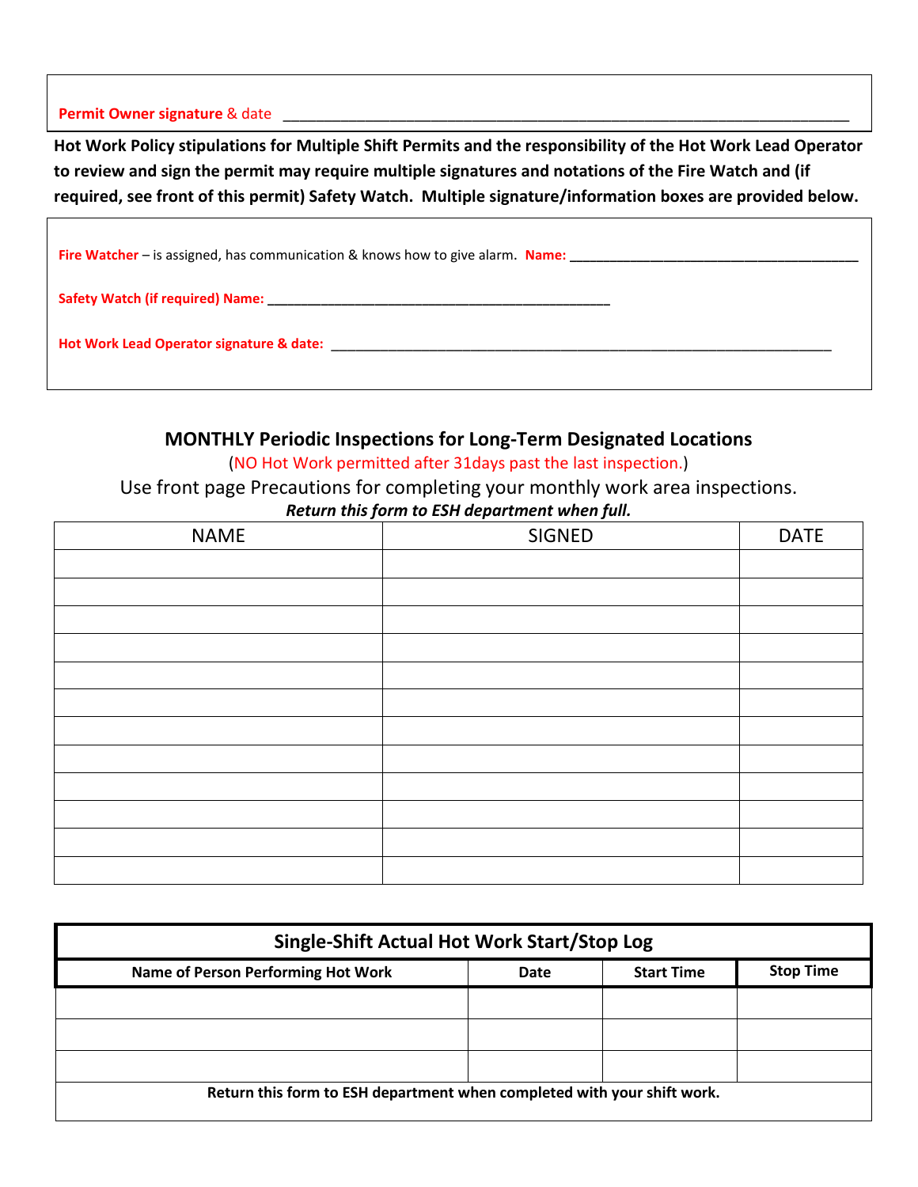**Permit Owner signature** & date ______________________________________________________________________

**Hot Work Policy stipulations for Multiple Shift Permits and the responsibility of the Hot Work Lead Operator to review and sign the permit may require multiple signatures and notations of the Fire Watch and (if required, see front of this permit) Safety Watch. Multiple signature/information boxes are provided below.**

**Fire Watcher** – is assigned, has communication & knows how to give alarm. **Name:** ______________________________________

**Safety Watch (if required) Name:** ______________________________________________

**Hot Work Lead Operator signature & date:** __________________________________________________________________

## MONTHLY Periodic Inspections for Long-Term Designated Locations

(NO Hot Work permitted after 31days past the last inspection.)

Use front page Precautions for completing your monthly work area inspections.

***Return this form to ESH department when full.***

| NAME | SIGNED | DATE |
|---|---|---|
| | | |
| | | |
| | | |
| | | |
| | | |
| | | |
| | | |
| | | |
| | | |
| | | |
| | | |
| | | |

| Single-Shift Actual Hot Work Start/Stop Log | | | |
|---|---|---|---|
| **Name of Person Performing Hot Work** | **Date** | **Start Time** | **Stop Time** |
| | | | |
| | | | |
| | | | |
| **Return this form to ESH department when completed with your shift work.** | | | |